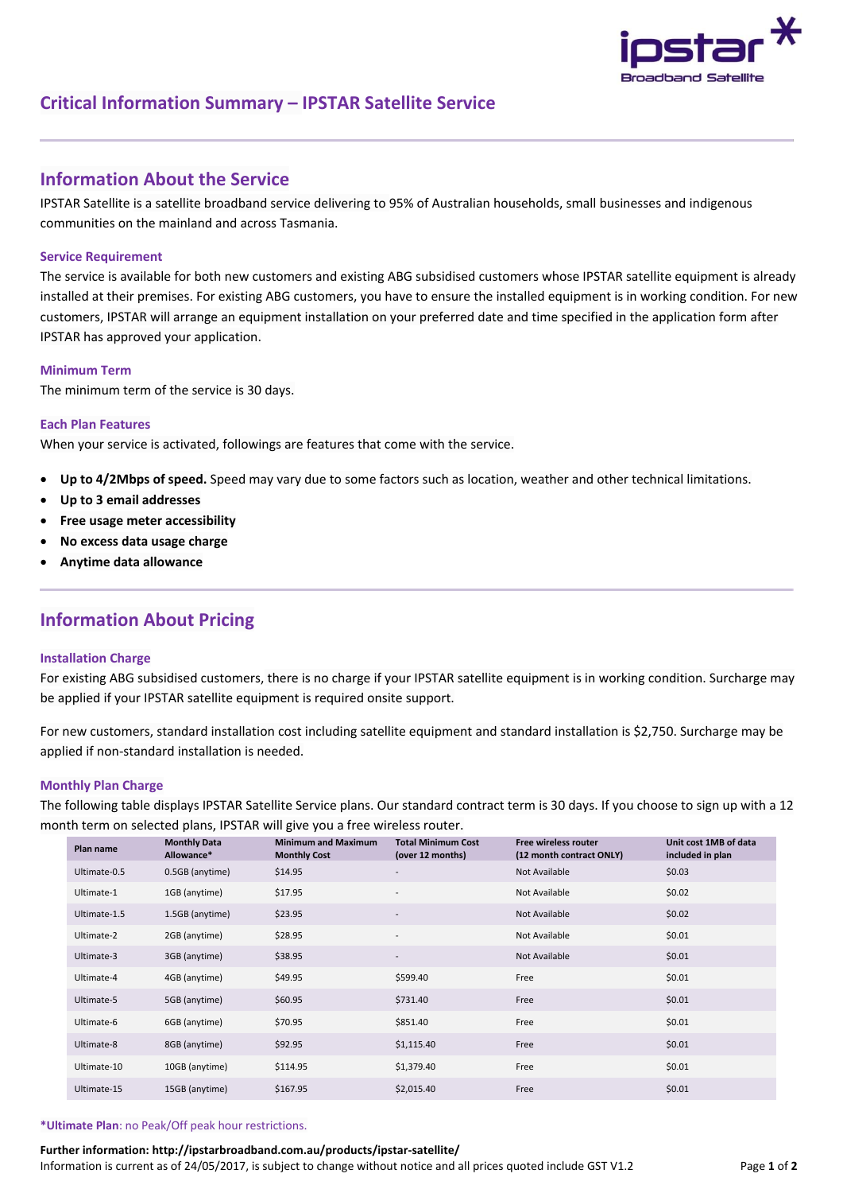# Critical Information Summary – IPSTAR Satellite Service

## Information About the Service

IPSTAR Satellite is a satellite broadband service delivering to 95% of Australian households, small businesses and indigenous communities on the mainland and across Tasmania.

### Service Requirement

The service is available for both new customers and existing ABG subsidised customers whose IPSTAR satellite equipment is already installed at their premises. For existing ABG customers, you have to ensure the installed equipment is in working condition. For new customers, IPSTAR will arrange an equipment installation on your preferred date and time specified in the application form after IPSTAR has approved your application.

### Minimum Term

The minimum term of the service is 30 days.

### Each Plan Features

When your service is activated, followings are features that come with the service.

- **Up to 4/2Mbps of speed.** Speed may vary due to some factors such as location, weather and other technical limitations.
- **Up to 3 email addresses**
- **Free usage meter accessibility**
- **No excess data usage charge**
- **Anytime data allowance**

## Information About Pricing

### Installation Charge

For existing ABG subsidised customers, there is no charge if your IPSTAR satellite equipment is in working condition. Surcharge may be applied if your IPSTAR satellite equipment is required onsite support.

For new customers, standard installation cost including satellite equipment and standard installation is $2,750. Surcharge may be applied if non-standard installation is needed.

### Monthly Plan Charge

The following table displays IPSTAR Satellite Service plans. Our standard contract term is 30 days. If you choose to sign up with a 12 month term on selected plans, IPSTAR will give you a free wireless router.

| Plan name | Monthly Data Allowance* | Minimum and Maximum Monthly Cost | Total Minimum Cost (over 12 months) | Free wireless router (12 month contract ONLY) | Unit cost 1MB of data included in plan |
|---|---|---|---|---|---|
| Ultimate-0.5 | 0.5GB (anytime) | $14.95 | - | Not Available | $0.03 |
| Ultimate-1 | 1GB (anytime) | $17.95 | - | Not Available | $0.02 |
| Ultimate-1.5 | 1.5GB (anytime) | $23.95 | - | Not Available | $0.02 |
| Ultimate-2 | 2GB (anytime) | $28.95 | - | Not Available | $0.01 |
| Ultimate-3 | 3GB (anytime) | $38.95 | - | Not Available | $0.01 |
| Ultimate-4 | 4GB (anytime) | $49.95 | $599.40 | Free | $0.01 |
| Ultimate-5 | 5GB (anytime) | $60.95 | $731.40 | Free | $0.01 |
| Ultimate-6 | 6GB (anytime) | $70.95 | $851.40 | Free | $0.01 |
| Ultimate-8 | 8GB (anytime) | $92.95 | $1,115.40 | Free | $0.01 |
| Ultimate-10 | 10GB (anytime) | $114.95 | $1,379.40 | Free | $0.01 |
| Ultimate-15 | 15GB (anytime) | $167.95 | $2,015.40 | Free | $0.01 |

**\*Ultimate Plan**: no Peak/Off peak hour restrictions.

**Further information: http://ipstarbroadband.com.au/products/ipstar-satellite/**

Information is current as of 24/05/2017, is subject to change without notice and all prices quoted include GST V1.2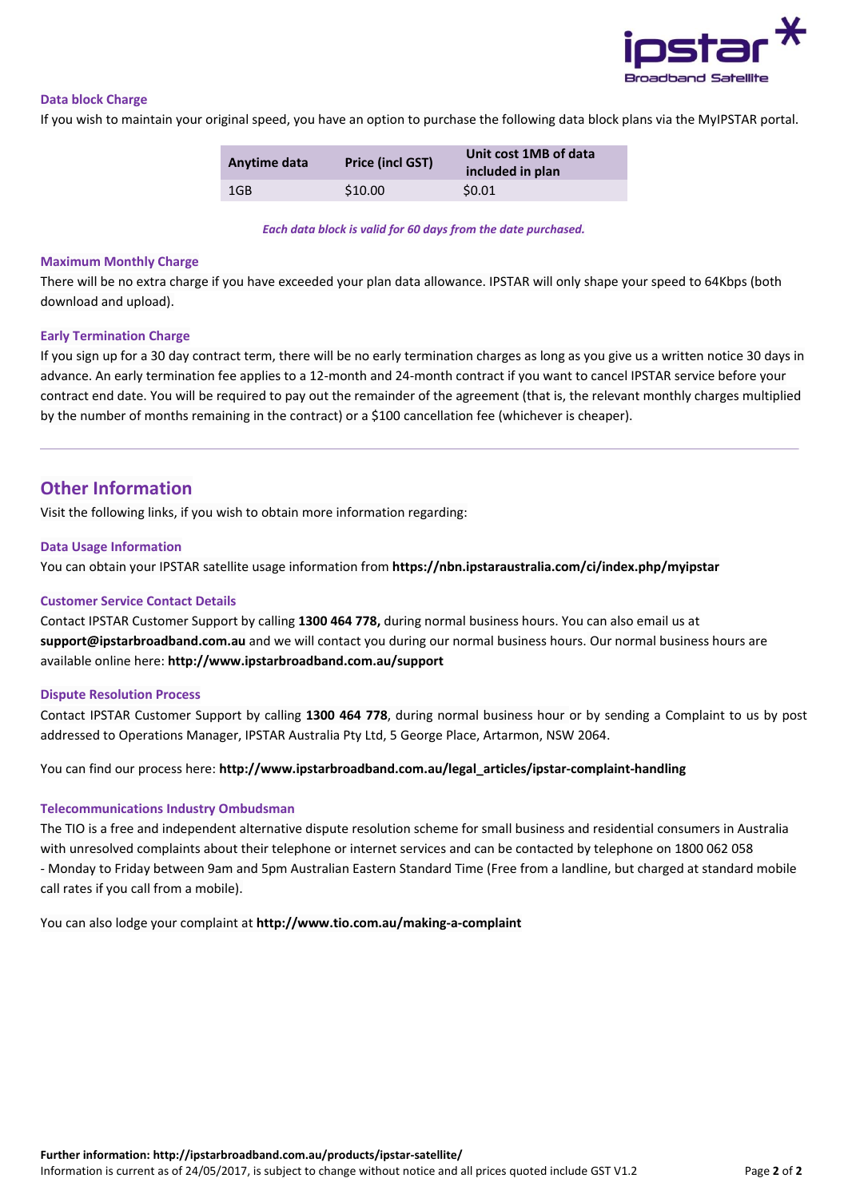### Data block Charge

If you wish to maintain your original speed, you have an option to purchase the following data block plans via the MyIPSTAR portal.

| Anytime data | Price (incl GST) | Unit cost 1MB of data included in plan |
|---|---|---|
| 1GB | $10.00 | $0.01 |

***Each data block is valid for 60 days from the date purchased.***

### Maximum Monthly Charge

There will be no extra charge if you have exceeded your plan data allowance. IPSTAR will only shape your speed to 64Kbps (both download and upload).

### Early Termination Charge

If you sign up for a 30 day contract term, there will be no early termination charges as long as you give us a written notice 30 days in advance. An early termination fee applies to a 12-month and 24-month contract if you want to cancel IPSTAR service before your contract end date. You will be required to pay out the remainder of the agreement (that is, the relevant monthly charges multiplied by the number of months remaining in the contract) or a $100 cancellation fee (whichever is cheaper).

## Other Information

Visit the following links, if you wish to obtain more information regarding:

### Data Usage Information

You can obtain your IPSTAR satellite usage information from **https://nbn.ipstaraustralia.com/ci/index.php/myipstar**

### Customer Service Contact Details

Contact IPSTAR Customer Support by calling **1300 464 778,** during normal business hours. You can also email us at **support@ipstarbroadband.com.au** and we will contact you during our normal business hours. Our normal business hours are available online here: **http://www.ipstarbroadband.com.au/support**

### Dispute Resolution Process

Contact IPSTAR Customer Support by calling **1300 464 778**, during normal business hour or by sending a Complaint to us by post addressed to Operations Manager, IPSTAR Australia Pty Ltd, 5 George Place, Artarmon, NSW 2064.

You can find our process here: **http://www.ipstarbroadband.com.au/legal_articles/ipstar-complaint-handling**

### Telecommunications Industry Ombudsman

The TIO is a free and independent alternative dispute resolution scheme for small business and residential consumers in Australia with unresolved complaints about their telephone or internet services and can be contacted by telephone on 1800 062 058 - Monday to Friday between 9am and 5pm Australian Eastern Standard Time (Free from a landline, but charged at standard mobile call rates if you call from a mobile).

You can also lodge your complaint at **http://www.tio.com.au/making-a-complaint**

**Further information: http://ipstarbroadband.com.au/products/ipstar-satellite/**

Information is current as of 24/05/2017, is subject to change without notice and all prices quoted include GST V1.2